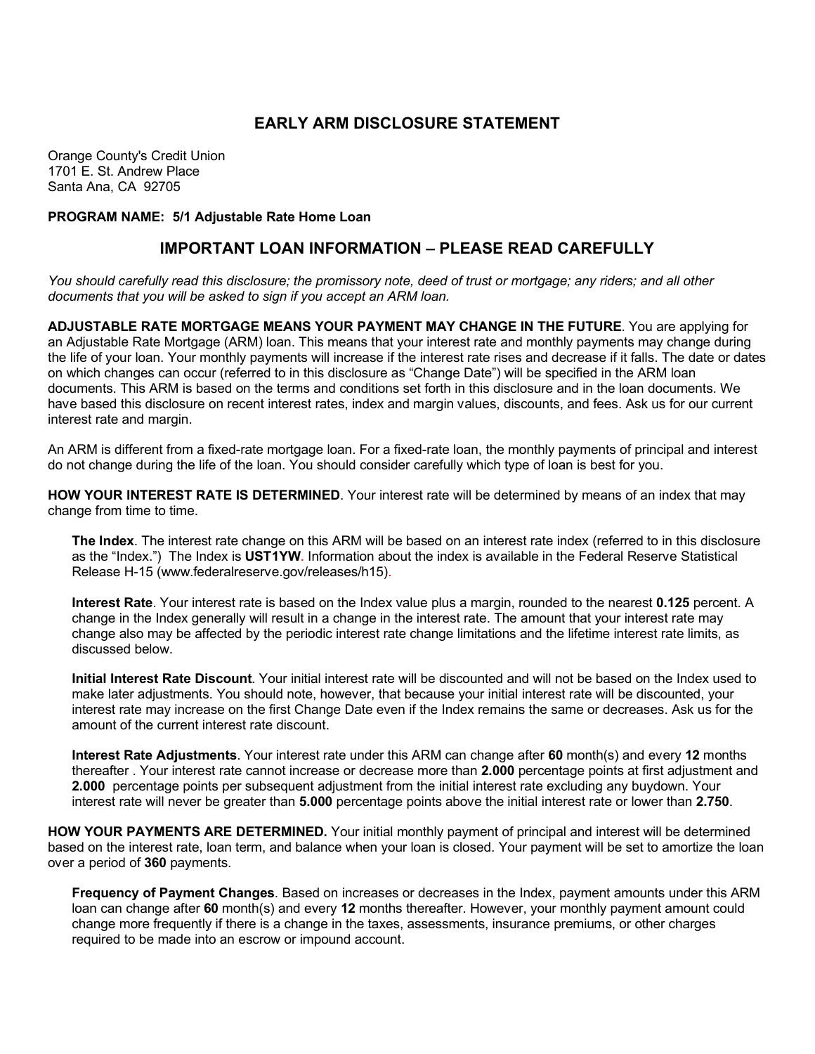# EARLY ARM DISCLOSURE STATEMENT

Orange County's Credit Union
1701 E. St. Andrew Place
Santa Ana, CA 92705

**PROGRAM NAME: 5/1 Adjustable Rate Home Loan**

## IMPORTANT LOAN INFORMATION – PLEASE READ CAREFULLY

*You should carefully read this disclosure; the promissory note, deed of trust or mortgage; any riders; and all other documents that you will be asked to sign if you accept an ARM loan.*

**ADJUSTABLE RATE MORTGAGE MEANS YOUR PAYMENT MAY CHANGE IN THE FUTURE**. You are applying for an Adjustable Rate Mortgage (ARM) loan. This means that your interest rate and monthly payments may change during the life of your loan. Your monthly payments will increase if the interest rate rises and decrease if it falls. The date or dates on which changes can occur (referred to in this disclosure as "Change Date") will be specified in the ARM loan documents. This ARM is based on the terms and conditions set forth in this disclosure and in the loan documents. We have based this disclosure on recent interest rates, index and margin values, discounts, and fees. Ask us for our current interest rate and margin.

An ARM is different from a fixed-rate mortgage loan. For a fixed-rate loan, the monthly payments of principal and interest do not change during the life of the loan. You should consider carefully which type of loan is best for you.

**HOW YOUR INTEREST RATE IS DETERMINED**. Your interest rate will be determined by means of an index that may change from time to time.

**The Index**. The interest rate change on this ARM will be based on an interest rate index (referred to in this disclosure as the "Index.") The Index is **UST1YW**. Information about the index is available in the Federal Reserve Statistical Release H-15 (www.federalreserve.gov/releases/h15).

**Interest Rate**. Your interest rate is based on the Index value plus a margin, rounded to the nearest **0.125** percent. A change in the Index generally will result in a change in the interest rate. The amount that your interest rate may change also may be affected by the periodic interest rate change limitations and the lifetime interest rate limits, as discussed below.

**Initial Interest Rate Discount**. Your initial interest rate will be discounted and will not be based on the Index used to make later adjustments. You should note, however, that because your initial interest rate will be discounted, your interest rate may increase on the first Change Date even if the Index remains the same or decreases. Ask us for the amount of the current interest rate discount.

**Interest Rate Adjustments**. Your interest rate under this ARM can change after **60** month(s) and every **12** months thereafter . Your interest rate cannot increase or decrease more than **2.000** percentage points at first adjustment and **2.000** percentage points per subsequent adjustment from the initial interest rate excluding any buydown. Your interest rate will never be greater than **5.000** percentage points above the initial interest rate or lower than **2.750**.

**HOW YOUR PAYMENTS ARE DETERMINED.** Your initial monthly payment of principal and interest will be determined based on the interest rate, loan term, and balance when your loan is closed. Your payment will be set to amortize the loan over a period of **360** payments.

**Frequency of Payment Changes**. Based on increases or decreases in the Index, payment amounts under this ARM loan can change after **60** month(s) and every **12** months thereafter. However, your monthly payment amount could change more frequently if there is a change in the taxes, assessments, insurance premiums, or other charges required to be made into an escrow or impound account.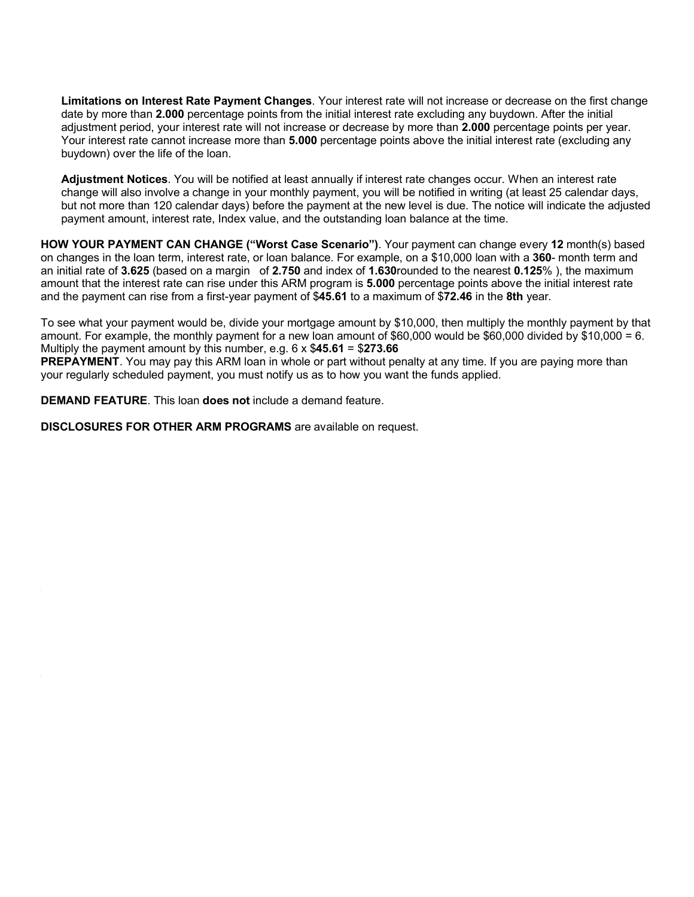**Limitations on Interest Rate Payment Changes**. Your interest rate will not increase or decrease on the first change date by more than **2.000** percentage points from the initial interest rate excluding any buydown. After the initial adjustment period, your interest rate will not increase or decrease by more than **2.000** percentage points per year. Your interest rate cannot increase more than **5.000** percentage points above the initial interest rate (excluding any buydown) over the life of the loan.

**Adjustment Notices**. You will be notified at least annually if interest rate changes occur. When an interest rate change will also involve a change in your monthly payment, you will be notified in writing (at least 25 calendar days, but not more than 120 calendar days) before the payment at the new level is due. The notice will indicate the adjusted payment amount, interest rate, Index value, and the outstanding loan balance at the time.

**HOW YOUR PAYMENT CAN CHANGE ("Worst Case Scenario")**. Your payment can change every **12** month(s) based on changes in the loan term, interest rate, or loan balance. For example, on a $10,000 loan with a **360**- month term and an initial rate of **3.625** (based on a margin of **2.750** and index of **1.630**rounded to the nearest **0.125**% ), the maximum amount that the interest rate can rise under this ARM program is **5.000** percentage points above the initial interest rate and the payment can rise from a first-year payment of $**45.61** to a maximum of $**72.46** in the **8th** year.

To see what your payment would be, divide your mortgage amount by $10,000, then multiply the monthly payment by that amount. For example, the monthly payment for a new loan amount of $60,000 would be $60,000 divided by $10,000 = 6. Multiply the payment amount by this number, e.g. 6 x $**45.61** = $**273.66**

**PREPAYMENT**. You may pay this ARM loan in whole or part without penalty at any time. If you are paying more than your regularly scheduled payment, you must notify us as to how you want the funds applied.

**DEMAND FEATURE**. This loan **does not** include a demand feature.

**DISCLOSURES FOR OTHER ARM PROGRAMS** are available on request.